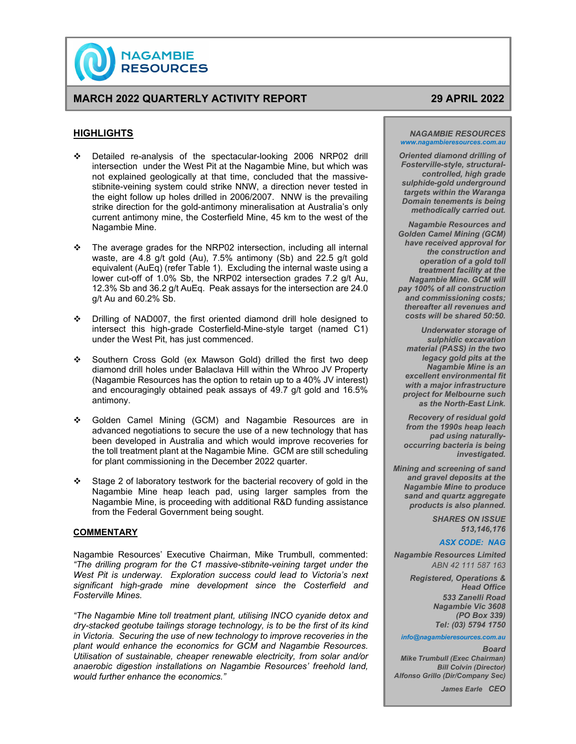# NAGAMBIE RESOURCES

## MARCH 2022 QUARTERLY ACTIVITY REPORT

**29 APRIL 2022**

## HIGHLIGHTS

- Detailed re-analysis of the spectacular-looking 2006 NRP02 drill intersection under the West Pit at the Nagambie Mine, but which was not explained geologically at that time, concluded that the massive-stibnite-veining system could strike NNW, a direction never tested in the eight follow up holes drilled in 2006/2007. NNW is the prevailing strike direction for the gold-antimony mineralisation at Australia's only current antimony mine, the Costerfield Mine, 45 km to the west of the Nagambie Mine.

- The average grades for the NRP02 intersection, including all internal waste, are 4.8 g/t gold (Au), 7.5% antimony (Sb) and 22.5 g/t gold equivalent (AuEq) (refer Table 1). Excluding the internal waste using a lower cut-off of 1.0% Sb, the NRP02 intersection grades 7.2 g/t Au, 12.3% Sb and 36.2 g/t AuEq. Peak assays for the intersection are 24.0 g/t Au and 60.2% Sb.

- Drilling of NAD007, the first oriented diamond drill hole designed to intersect this high-grade Costerfield-Mine-style target (named C1) under the West Pit, has just commenced.

- Southern Cross Gold (ex Mawson Gold) drilled the first two deep diamond drill holes under Balaclava Hill within the Whroo JV Property (Nagambie Resources has the option to retain up to a 40% JV interest) and encouragingly obtained peak assays of 49.7 g/t gold and 16.5% antimony.

- Golden Camel Mining (GCM) and Nagambie Resources are in advanced negotiations to secure the use of a new technology that has been developed in Australia and which would improve recoveries for the toll treatment plant at the Nagambie Mine. GCM are still scheduling for plant commissioning in the December 2022 quarter.

- Stage 2 of laboratory testwork for the bacterial recovery of gold in the Nagambie Mine heap leach pad, using larger samples from the Nagambie Mine, is proceeding with additional R&D funding assistance from the Federal Government being sought.

## COMMENTARY

Nagambie Resources' Executive Chairman, Mike Trumbull, commented: *"The drilling program for the C1 massive-stibnite-veining target under the West Pit is underway. Exploration success could lead to Victoria's next significant high-grade mine development since the Costerfield and Fosterville Mines.*

*"The Nagambie Mine toll treatment plant, utilising INCO cyanide detox and dry-stacked geotube tailings storage technology, is to be the first of its kind in Victoria. Securing the use of new technology to improve recoveries in the plant would enhance the economics for GCM and Nagambie Resources. Utilisation of sustainable, cheaper renewable electricity, from solar and/or anaerobic digestion installations on Nagambie Resources' freehold land, would further enhance the economics."*

---

***NAGAMBIE RESOURCES***
***www.nagambieresources.com.au***

***Oriented diamond drilling of Fosterville-style, structural-controlled, high grade sulphide-gold underground targets within the Waranga Domain tenements is being methodically carried out.***

***Nagambie Resources and Golden Camel Mining (GCM) have received approval for the construction and operation of a gold toll treatment facility at the Nagambie Mine. GCM will pay 100% of all construction and commissioning costs; thereafter all revenues and costs will be shared 50:50.***

***Underwater storage of sulphidic excavation material (PASS) in the two legacy gold pits at the Nagambie Mine is an excellent environmental fit with a major infrastructure project for Melbourne such as the North-East Link.***

***Recovery of residual gold from the 1990s heap leach pad using naturally-occurring bacteria is being investigated.***

***Mining and screening of sand and gravel deposits at the Nagambie Mine to produce sand and quartz aggregate products is also planned.***

***SHARES ON ISSUE***
***513,146,176***

***ASX CODE: NAG***

***Nagambie Resources Limited***
*ABN 42 111 587 163*

***Registered, Operations & Head Office***
***533 Zanelli Road***
***Nagambie Vic 3608***
***(PO Box 339)***
***Tel: (03) 5794 1750***

***info@nagambieresources.com.au***

***Board***
***Mike Trumbull (Exec Chairman)***
***Bill Colvin (Director)***
***Alfonso Grillo (Dir/Company Sec)***

***James Earle CEO***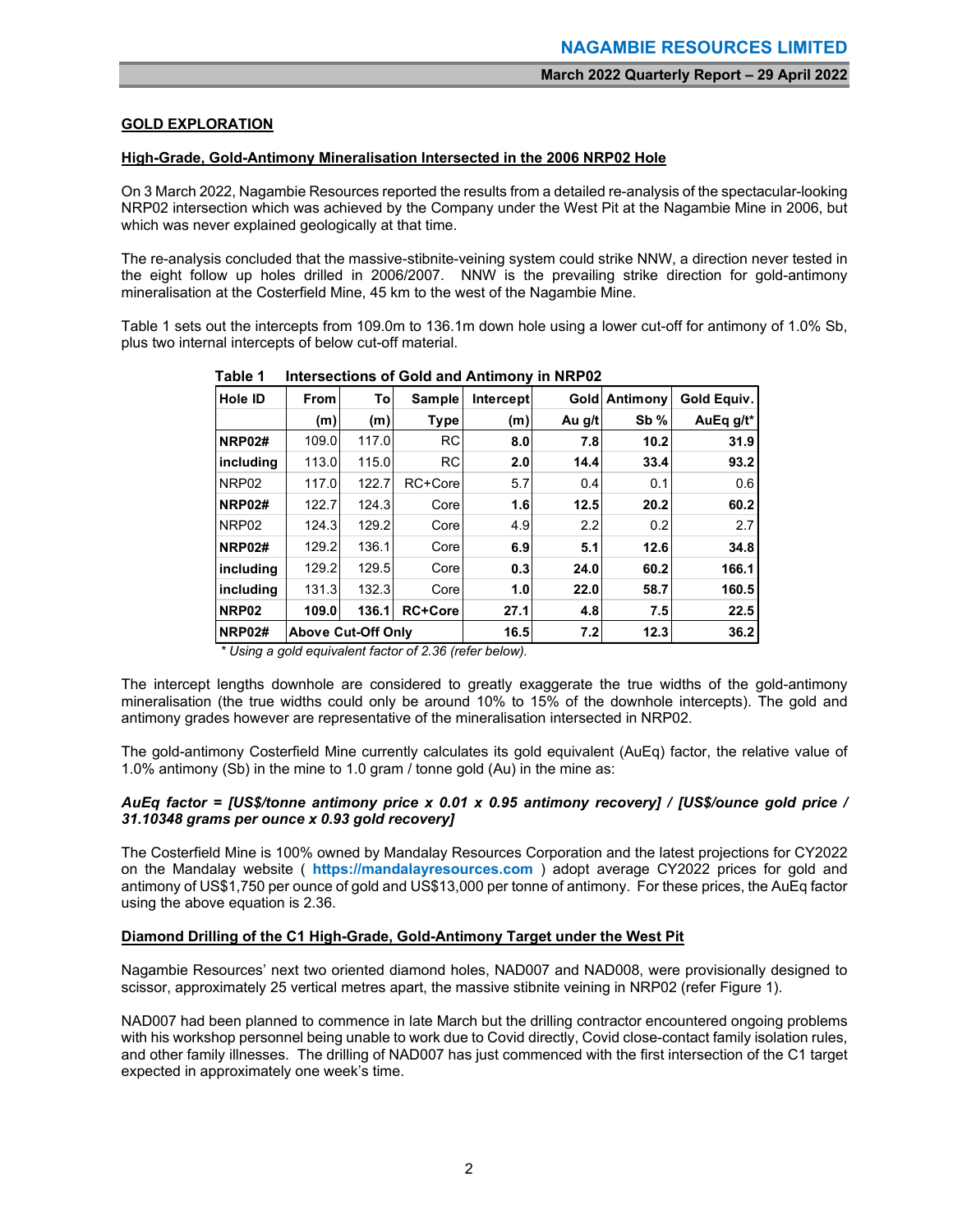## GOLD EXPLORATION

### High-Grade, Gold-Antimony Mineralisation Intersected in the 2006 NRP02 Hole

On 3 March 2022, Nagambie Resources reported the results from a detailed re-analysis of the spectacular-looking NRP02 intersection which was achieved by the Company under the West Pit at the Nagambie Mine in 2006, but which was never explained geologically at that time.

The re-analysis concluded that the massive-stibnite-veining system could strike NNW, a direction never tested in the eight follow up holes drilled in 2006/2007. NNW is the prevailing strike direction for gold-antimony mineralisation at the Costerfield Mine, 45 km to the west of the Nagambie Mine.

Table 1 sets out the intercepts from 109.0m to 136.1m down hole using a lower cut-off for antimony of 1.0% Sb, plus two internal intercepts of below cut-off material.

**Table 1 Intersections of Gold and Antimony in NRP02**

| Hole ID | From | To | Sample | Intercept | Gold | Antimony | Gold Equiv. |
|---|---|---|---|---|---|---|---|
| | (m) | (m) | Type | (m) | Au g/t | Sb % | AuEq g/t* |
| **NRP02#** | 109.0 | 117.0 | RC | **8.0** | **7.8** | **10.2** | **31.9** |
| **including** | 113.0 | 115.0 | RC | **2.0** | **14.4** | **33.4** | **93.2** |
| NRP02 | 117.0 | 122.7 | RC+Core | 5.7 | 0.4 | 0.1 | 0.6 |
| **NRP02#** | 122.7 | 124.3 | Core | **1.6** | **12.5** | **20.2** | **60.2** |
| NRP02 | 124.3 | 129.2 | Core | 4.9 | 2.2 | 0.2 | 2.7 |
| **NRP02#** | 129.2 | 136.1 | Core | **6.9** | **5.1** | **12.6** | **34.8** |
| **including** | 129.2 | 129.5 | Core | **0.3** | **24.0** | **60.2** | **166.1** |
| **including** | 131.3 | 132.3 | Core | **1.0** | **22.0** | **58.7** | **160.5** |
| **NRP02** | **109.0** | **136.1** | **RC+Core** | **27.1** | **4.8** | **7.5** | **22.5** |
| **NRP02#** | **Above Cut-Off Only** | | | **16.5** | **7.2** | **12.3** | **36.2** |

*\* Using a gold equivalent factor of 2.36 (refer below).*

The intercept lengths downhole are considered to greatly exaggerate the true widths of the gold-antimony mineralisation (the true widths could only be around 10% to 15% of the downhole intercepts). The gold and antimony grades however are representative of the mineralisation intersected in NRP02.

The gold-antimony Costerfield Mine currently calculates its gold equivalent (AuEq) factor, the relative value of 1.0% antimony (Sb) in the mine to 1.0 gram / tonne gold (Au) in the mine as:

***AuEq factor = [US$/tonne antimony price x 0.01 x 0.95 antimony recovery] / [US$/ounce gold price / 31.10348 grams per ounce x 0.93 gold recovery]***

The Costerfield Mine is 100% owned by Mandalay Resources Corporation and the latest projections for CY2022 on the Mandalay website ( **https://mandalayresources.com** ) adopt average CY2022 prices for gold and antimony of US$1,750 per ounce of gold and US$13,000 per tonne of antimony. For these prices, the AuEq factor using the above equation is 2.36.

### Diamond Drilling of the C1 High-Grade, Gold-Antimony Target under the West Pit

Nagambie Resources' next two oriented diamond holes, NAD007 and NAD008, were provisionally designed to scissor, approximately 25 vertical metres apart, the massive stibnite veining in NRP02 (refer Figure 1).

NAD007 had been planned to commence in late March but the drilling contractor encountered ongoing problems with his workshop personnel being unable to work due to Covid directly, Covid close-contact family isolation rules, and other family illnesses. The drilling of NAD007 has just commenced with the first intersection of the C1 target expected in approximately one week's time.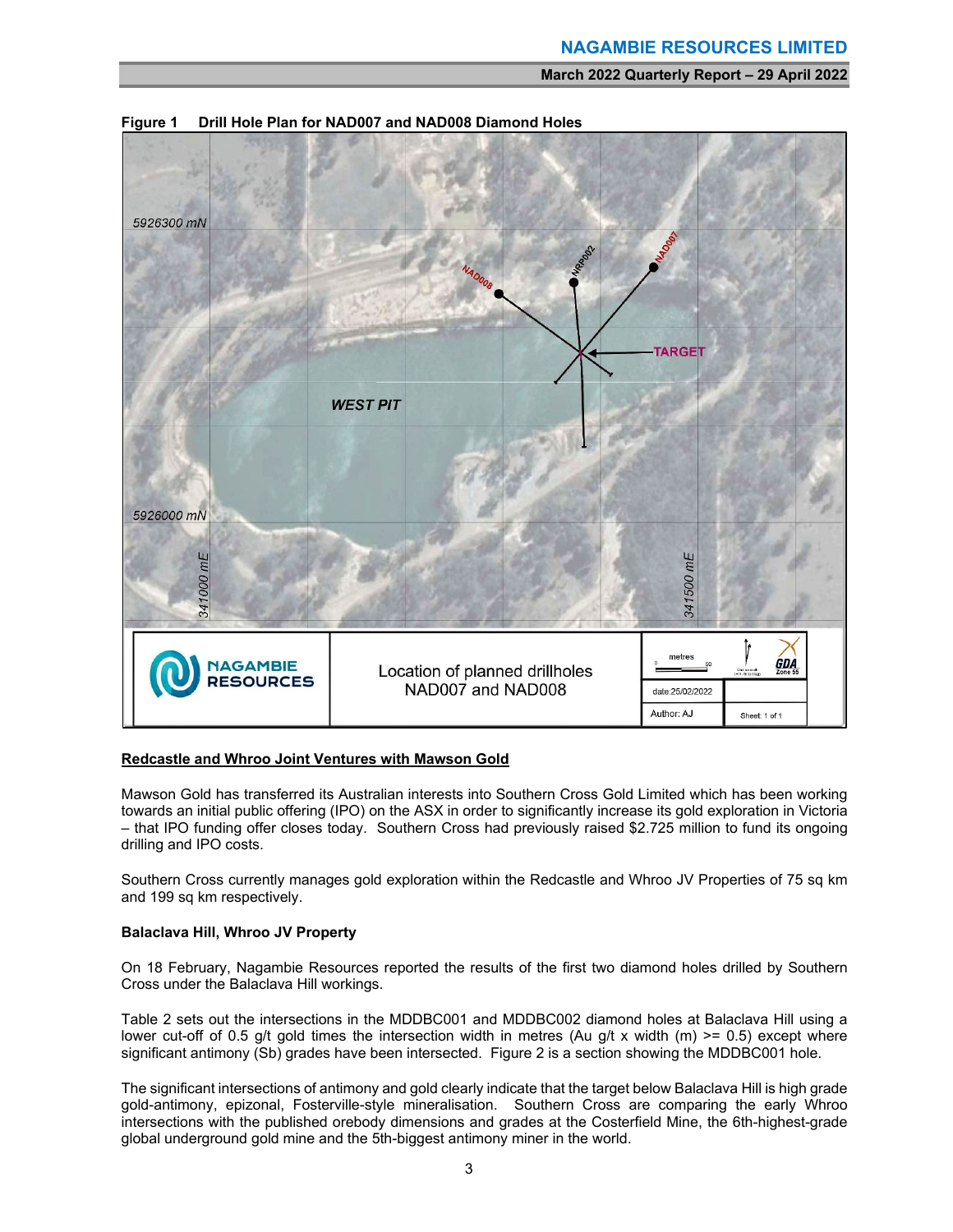**Figure 1 Drill Hole Plan for NAD007 and NAD008 Diamond Holes**

**Redcastle and Whroo Joint Ventures with Mawson Gold**

Mawson Gold has transferred its Australian interests into Southern Cross Gold Limited which has been working towards an initial public offering (IPO) on the ASX in order to significantly increase its gold exploration in Victoria – that IPO funding offer closes today. Southern Cross had previously raised $2.725 million to fund its ongoing drilling and IPO costs.

Southern Cross currently manages gold exploration within the Redcastle and Whroo JV Properties of 75 sq km and 199 sq km respectively.

**Balaclava Hill, Whroo JV Property**

On 18 February, Nagambie Resources reported the results of the first two diamond holes drilled by Southern Cross under the Balaclava Hill workings.

Table 2 sets out the intersections in the MDDBC001 and MDDBC002 diamond holes at Balaclava Hill using a lower cut-off of 0.5 g/t gold times the intersection width in metres (Au g/t x width (m) >= 0.5) except where significant antimony (Sb) grades have been intersected. Figure 2 is a section showing the MDDBC001 hole.

The significant intersections of antimony and gold clearly indicate that the target below Balaclava Hill is high grade gold-antimony, epizonal, Fosterville-style mineralisation. Southern Cross are comparing the early Whroo intersections with the published orebody dimensions and grades at the Costerfield Mine, the 6th-highest-grade global underground gold mine and the 5th-biggest antimony miner in the world.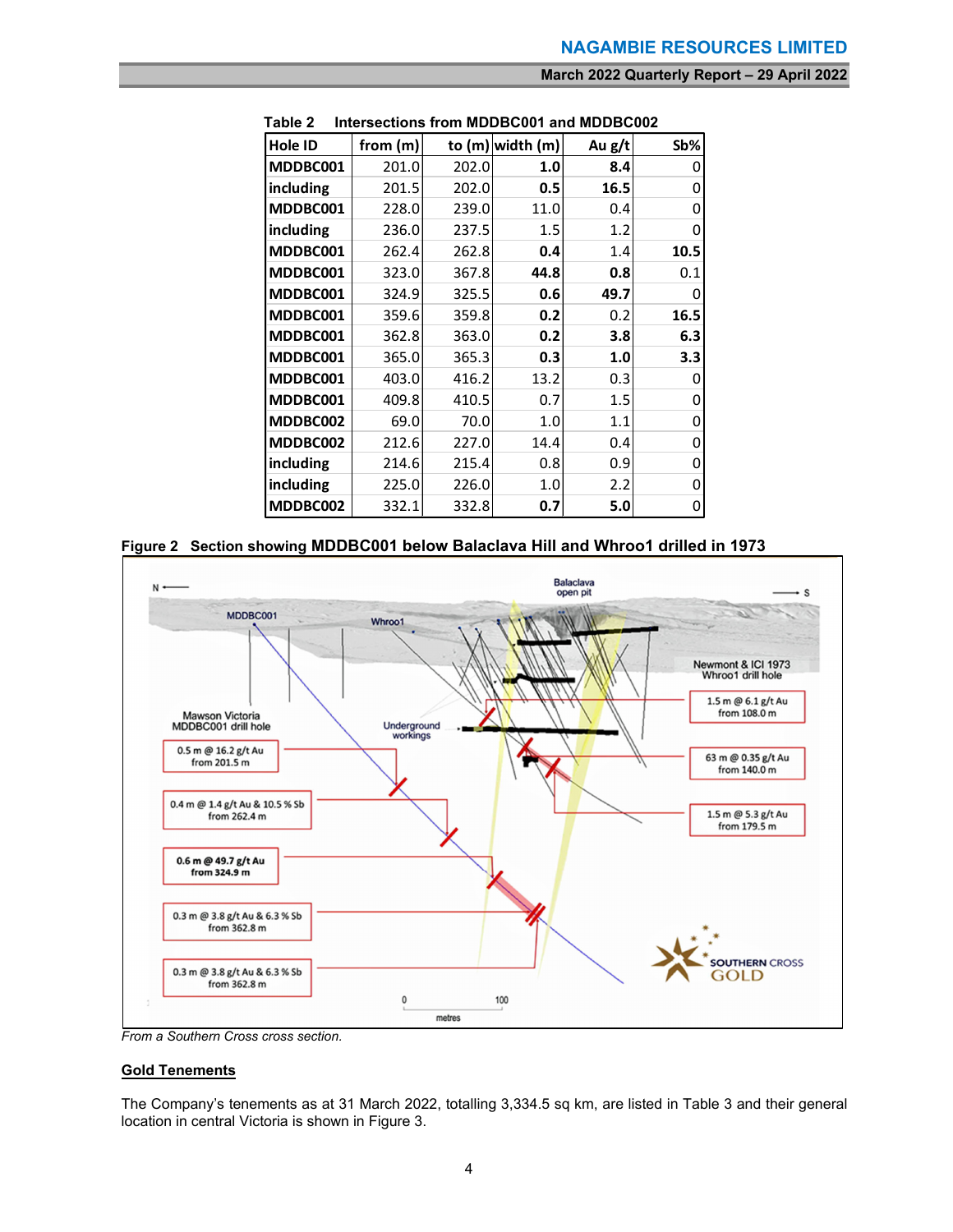**Table 2 Intersections from MDDBC001 and MDDBC002**

| Hole ID | from (m) | to (m) | width (m) | Au g/t | Sb% |
|---|---|---|---|---|---|
| **MDDBC001** | 201.0 | 202.0 | **1.0** | **8.4** | 0 |
| **including** | 201.5 | 202.0 | **0.5** | **16.5** | 0 |
| **MDDBC001** | 228.0 | 239.0 | 11.0 | 0.4 | 0 |
| **including** | 236.0 | 237.5 | 1.5 | 1.2 | 0 |
| **MDDBC001** | 262.4 | 262.8 | **0.4** | 1.4 | **10.5** |
| **MDDBC001** | 323.0 | 367.8 | **44.8** | **0.8** | 0.1 |
| **MDDBC001** | 324.9 | 325.5 | **0.6** | **49.7** | 0 |
| **MDDBC001** | 359.6 | 359.8 | **0.2** | 0.2 | **16.5** |
| **MDDBC001** | 362.8 | 363.0 | **0.2** | **3.8** | **6.3** |
| **MDDBC001** | 365.0 | 365.3 | **0.3** | **1.0** | **3.3** |
| **MDDBC001** | 403.0 | 416.2 | 13.2 | 0.3 | 0 |
| **MDDBC001** | 409.8 | 410.5 | 0.7 | 1.5 | 0 |
| **MDDBC002** | 69.0 | 70.0 | 1.0 | 1.1 | 0 |
| **MDDBC002** | 212.6 | 227.0 | 14.4 | 0.4 | 0 |
| **including** | 214.6 | 215.4 | 0.8 | 0.9 | 0 |
| **including** | 225.0 | 226.0 | 1.0 | 2.2 | 0 |
| **MDDBC002** | 332.1 | 332.8 | **0.7** | **5.0** | 0 |

**Figure 2 Section showing MDDBC001 below Balaclava Hill and Whroo1 drilled in 1973**

*From a Southern Cross cross section.*

**<u>Gold Tenements</u>**

The Company's tenements as at 31 March 2022, totalling 3,334.5 sq km, are listed in Table 3 and their general location in central Victoria is shown in Figure 3.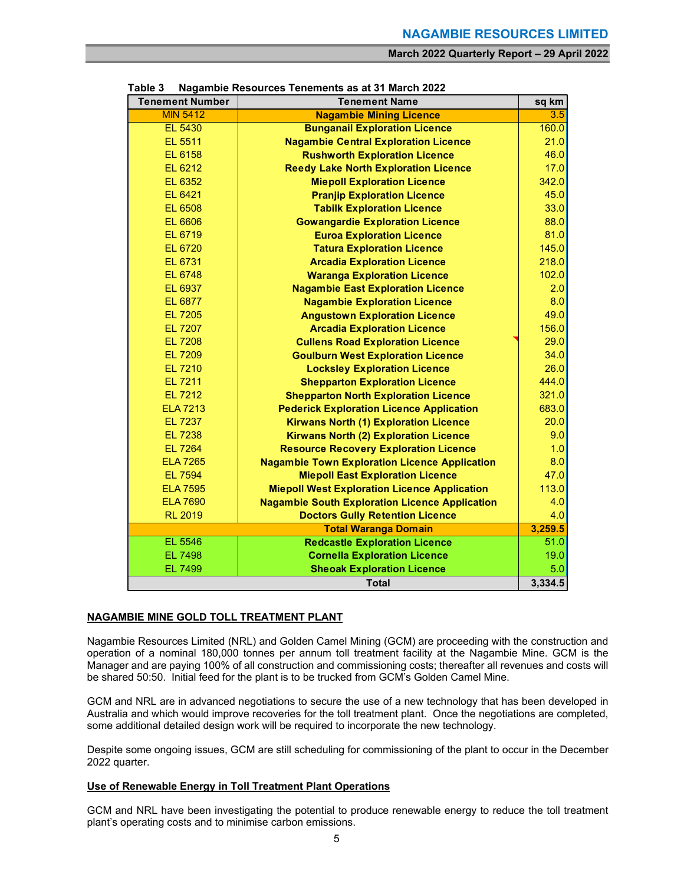**Table 3 Nagambie Resources Tenements as at 31 March 2022**

| Tenement Number | Tenement Name | sq km |
|---|---|---|
| MIN 5412 | Nagambie Mining Licence | 3.5 |
| EL 5430 | Bunganail Exploration Licence | 160.0 |
| EL 5511 | Nagambie Central Exploration Licence | 21.0 |
| EL 6158 | Rushworth Exploration Licence | 46.0 |
| EL 6212 | Reedy Lake North Exploration Licence | 17.0 |
| EL 6352 | Miepoll Exploration Licence | 342.0 |
| EL 6421 | Pranjip Exploration Licence | 45.0 |
| EL 6508 | Tabilk Exploration Licence | 33.0 |
| EL 6606 | Gowangardie Exploration Licence | 88.0 |
| EL 6719 | Euroa Exploration Licence | 81.0 |
| EL 6720 | Tatura Exploration Licence | 145.0 |
| EL 6731 | Arcadia Exploration Licence | 218.0 |
| EL 6748 | Waranga Exploration Licence | 102.0 |
| EL 6937 | Nagambie East Exploration Licence | 2.0 |
| EL 6877 | Nagambie Exploration Licence | 8.0 |
| EL 7205 | Angustown Exploration Licence | 49.0 |
| EL 7207 | Arcadia Exploration Licence | 156.0 |
| EL 7208 | Cullens Road Exploration Licence | 29.0 |
| EL 7209 | Goulburn West Exploration Licence | 34.0 |
| EL 7210 | Locksley Exploration Licence | 26.0 |
| EL 7211 | Shepparton Exploration Licence | 444.0 |
| EL 7212 | Shepparton North Exploration Licence | 321.0 |
| ELA 7213 | Pederick Exploration Licence Application | 683.0 |
| EL 7237 | Kirwans North (1) Exploration Licence | 20.0 |
| EL 7238 | Kirwans North (2) Exploration Licence | 9.0 |
| EL 7264 | Resource Recovery Exploration Licence | 1.0 |
| ELA 7265 | Nagambie Town Exploration Licence Application | 8.0 |
| EL 7594 | Miepoll East Exploration Licence | 47.0 |
| ELA 7595 | Miepoll West Exploration Licence Application | 113.0 |
| ELA 7690 | Nagambie South Exploration Licence Application | 4.0 |
| RL 2019 | Doctors Gully Retention Licence | 4.0 |
| | **Total Waranga Domain** | **3,259.5** |
| EL 5546 | Redcastle Exploration Licence | 51.0 |
| EL 7498 | Cornella Exploration Licence | 19.0 |
| EL 7499 | Sheoak Exploration Licence | 5.0 |
| | **Total** | **3,334.5** |

## NAGAMBIE MINE GOLD TOLL TREATMENT PLANT

Nagambie Resources Limited (NRL) and Golden Camel Mining (GCM) are proceeding with the construction and operation of a nominal 180,000 tonnes per annum toll treatment facility at the Nagambie Mine. GCM is the Manager and are paying 100% of all construction and commissioning costs; thereafter all revenues and costs will be shared 50:50. Initial feed for the plant is to be trucked from GCM's Golden Camel Mine.

GCM and NRL are in advanced negotiations to secure the use of a new technology that has been developed in Australia and which would improve recoveries for the toll treatment plant. Once the negotiations are completed, some additional detailed design work will be required to incorporate the new technology.

Despite some ongoing issues, GCM are still scheduling for commissioning of the plant to occur in the December 2022 quarter.

### Use of Renewable Energy in Toll Treatment Plant Operations

GCM and NRL have been investigating the potential to produce renewable energy to reduce the toll treatment plant's operating costs and to minimise carbon emissions.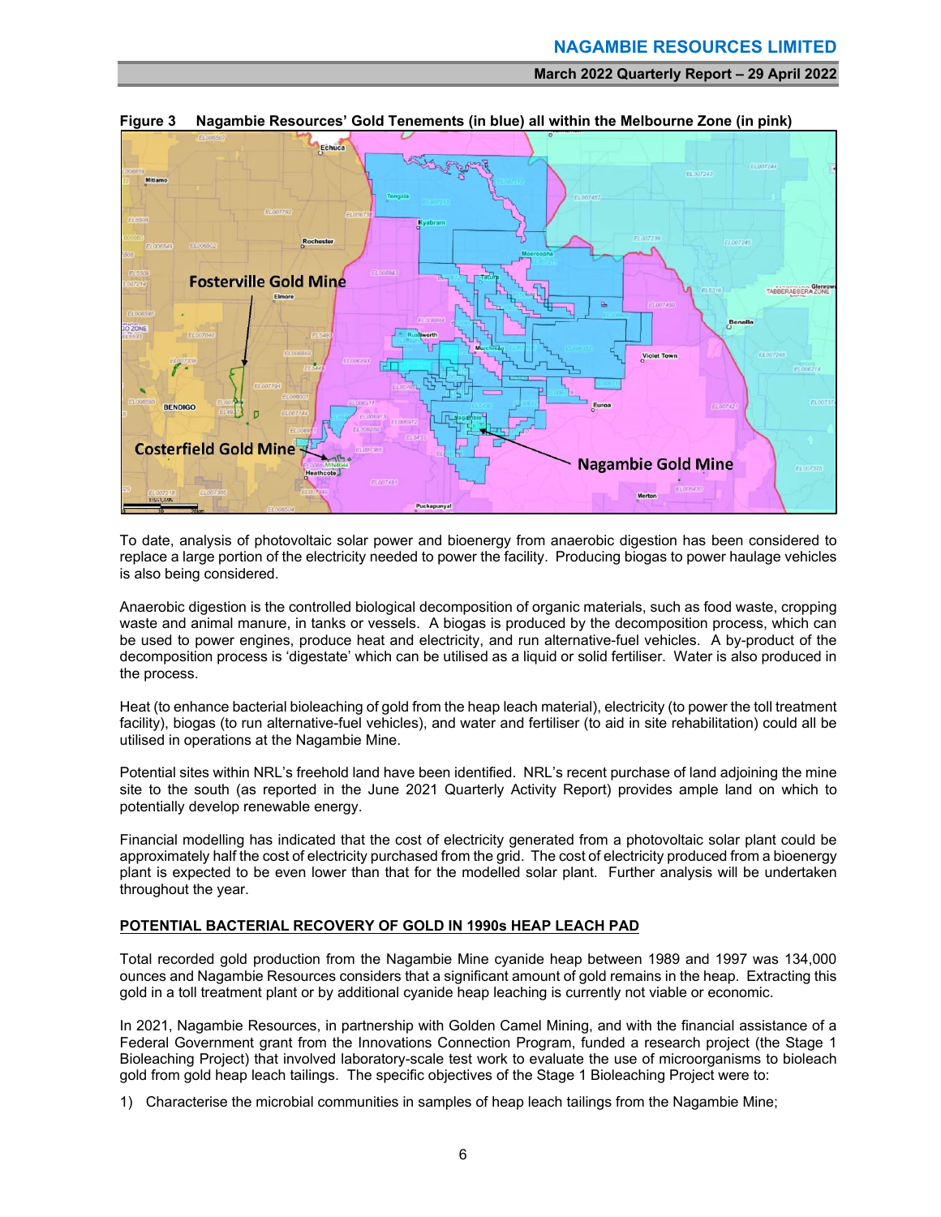**Figure 3 Nagambie Resources' Gold Tenements (in blue) all within the Melbourne Zone (in pink)**

To date, analysis of photovoltaic solar power and bioenergy from anaerobic digestion has been considered to replace a large portion of the electricity needed to power the facility. Producing biogas to power haulage vehicles is also being considered.

Anaerobic digestion is the controlled biological decomposition of organic materials, such as food waste, cropping waste and animal manure, in tanks or vessels. A biogas is produced by the decomposition process, which can be used to power engines, produce heat and electricity, and run alternative-fuel vehicles. A by-product of the decomposition process is 'digestate' which can be utilised as a liquid or solid fertiliser. Water is also produced in the process.

Heat (to enhance bacterial bioleaching of gold from the heap leach material), electricity (to power the toll treatment facility), biogas (to run alternative-fuel vehicles), and water and fertiliser (to aid in site rehabilitation) could all be utilised in operations at the Nagambie Mine.

Potential sites within NRL's freehold land have been identified. NRL's recent purchase of land adjoining the mine site to the south (as reported in the June 2021 Quarterly Activity Report) provides ample land on which to potentially develop renewable energy.

Financial modelling has indicated that the cost of electricity generated from a photovoltaic solar plant could be approximately half the cost of electricity purchased from the grid. The cost of electricity produced from a bioenergy plant is expected to be even lower than that for the modelled solar plant. Further analysis will be undertaken throughout the year.

## POTENTIAL BACTERIAL RECOVERY OF GOLD IN 1990s HEAP LEACH PAD

Total recorded gold production from the Nagambie Mine cyanide heap between 1989 and 1997 was 134,000 ounces and Nagambie Resources considers that a significant amount of gold remains in the heap. Extracting this gold in a toll treatment plant or by additional cyanide heap leaching is currently not viable or economic.

In 2021, Nagambie Resources, in partnership with Golden Camel Mining, and with the financial assistance of a Federal Government grant from the Innovations Connection Program, funded a research project (the Stage 1 Bioleaching Project) that involved laboratory-scale test work to evaluate the use of microorganisms to bioleach gold from gold heap leach tailings. The specific objectives of the Stage 1 Bioleaching Project were to:

1) Characterise the microbial communities in samples of heap leach tailings from the Nagambie Mine;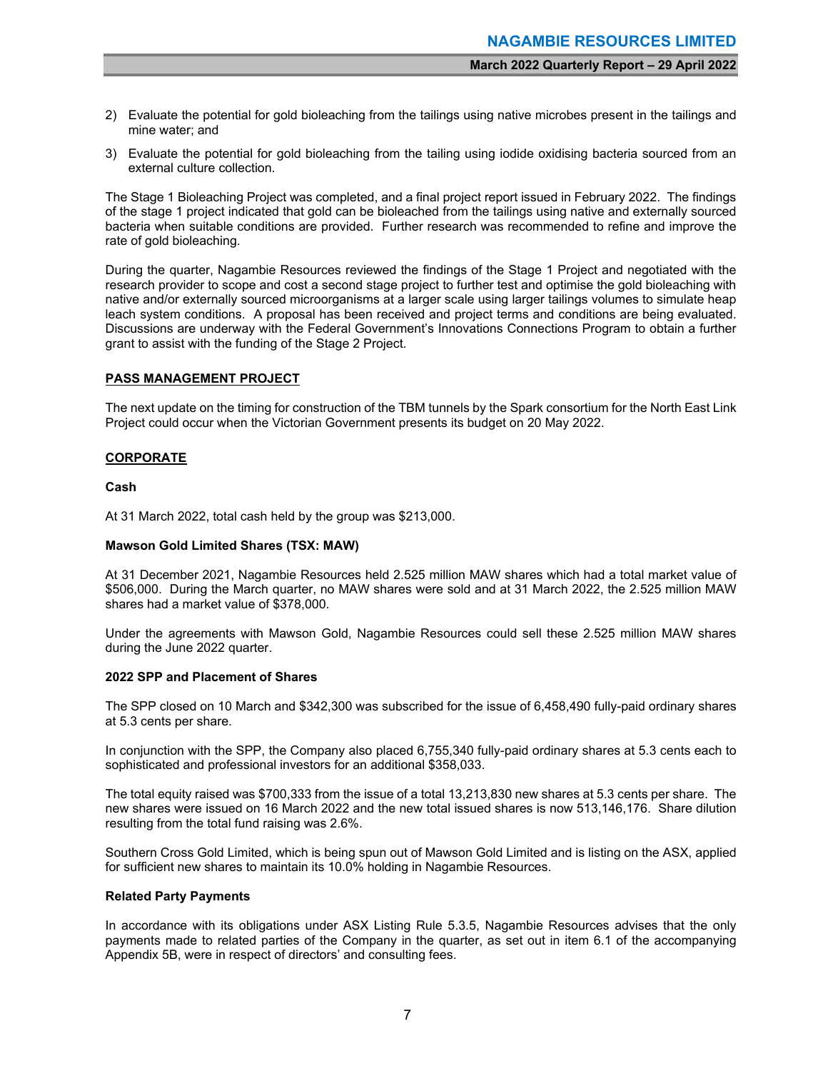2) Evaluate the potential for gold bioleaching from the tailings using native microbes present in the tailings and mine water; and

3) Evaluate the potential for gold bioleaching from the tailing using iodide oxidising bacteria sourced from an external culture collection.

The Stage 1 Bioleaching Project was completed, and a final project report issued in February 2022. The findings of the stage 1 project indicated that gold can be bioleached from the tailings using native and externally sourced bacteria when suitable conditions are provided. Further research was recommended to refine and improve the rate of gold bioleaching.

During the quarter, Nagambie Resources reviewed the findings of the Stage 1 Project and negotiated with the research provider to scope and cost a second stage project to further test and optimise the gold bioleaching with native and/or externally sourced microorganisms at a larger scale using larger tailings volumes to simulate heap leach system conditions. A proposal has been received and project terms and conditions are being evaluated. Discussions are underway with the Federal Government's Innovations Connections Program to obtain a further grant to assist with the funding of the Stage 2 Project.

## PASS MANAGEMENT PROJECT

The next update on the timing for construction of the TBM tunnels by the Spark consortium for the North East Link Project could occur when the Victorian Government presents its budget on 20 May 2022.

## CORPORATE

### Cash

At 31 March 2022, total cash held by the group was $213,000.

### Mawson Gold Limited Shares (TSX: MAW)

At 31 December 2021, Nagambie Resources held 2.525 million MAW shares which had a total market value of $506,000. During the March quarter, no MAW shares were sold and at 31 March 2022, the 2.525 million MAW shares had a market value of $378,000.

Under the agreements with Mawson Gold, Nagambie Resources could sell these 2.525 million MAW shares during the June 2022 quarter.

### 2022 SPP and Placement of Shares

The SPP closed on 10 March and $342,300 was subscribed for the issue of 6,458,490 fully-paid ordinary shares at 5.3 cents per share.

In conjunction with the SPP, the Company also placed 6,755,340 fully-paid ordinary shares at 5.3 cents each to sophisticated and professional investors for an additional $358,033.

The total equity raised was $700,333 from the issue of a total 13,213,830 new shares at 5.3 cents per share. The new shares were issued on 16 March 2022 and the new total issued shares is now 513,146,176. Share dilution resulting from the total fund raising was 2.6%.

Southern Cross Gold Limited, which is being spun out of Mawson Gold Limited and is listing on the ASX, applied for sufficient new shares to maintain its 10.0% holding in Nagambie Resources.

### Related Party Payments

In accordance with its obligations under ASX Listing Rule 5.3.5, Nagambie Resources advises that the only payments made to related parties of the Company in the quarter, as set out in item 6.1 of the accompanying Appendix 5B, were in respect of directors' and consulting fees.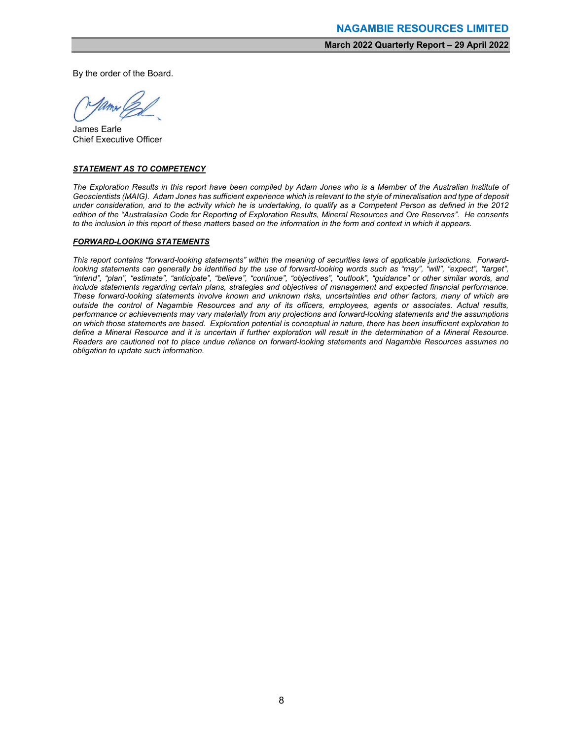By the order of the Board.

James Earle
Chief Executive Officer

***STATEMENT AS TO COMPETENCY***

*The Exploration Results in this report have been compiled by Adam Jones who is a Member of the Australian Institute of Geoscientists (MAIG). Adam Jones has sufficient experience which is relevant to the style of mineralisation and type of deposit under consideration, and to the activity which he is undertaking, to qualify as a Competent Person as defined in the 2012 edition of the "Australasian Code for Reporting of Exploration Results, Mineral Resources and Ore Reserves". He consents to the inclusion in this report of these matters based on the information in the form and context in which it appears.*

***FORWARD-LOOKING STATEMENTS***

*This report contains "forward-looking statements" within the meaning of securities laws of applicable jurisdictions. Forward-looking statements can generally be identified by the use of forward-looking words such as "may", "will", "expect", "target", "intend", "plan", "estimate", "anticipate", "believe", "continue", "objectives", "outlook", "guidance" or other similar words, and include statements regarding certain plans, strategies and objectives of management and expected financial performance. These forward-looking statements involve known and unknown risks, uncertainties and other factors, many of which are outside the control of Nagambie Resources and any of its officers, employees, agents or associates. Actual results, performance or achievements may vary materially from any projections and forward-looking statements and the assumptions on which those statements are based. Exploration potential is conceptual in nature, there has been insufficient exploration to define a Mineral Resource and it is uncertain if further exploration will result in the determination of a Mineral Resource. Readers are cautioned not to place undue reliance on forward-looking statements and Nagambie Resources assumes no obligation to update such information.*